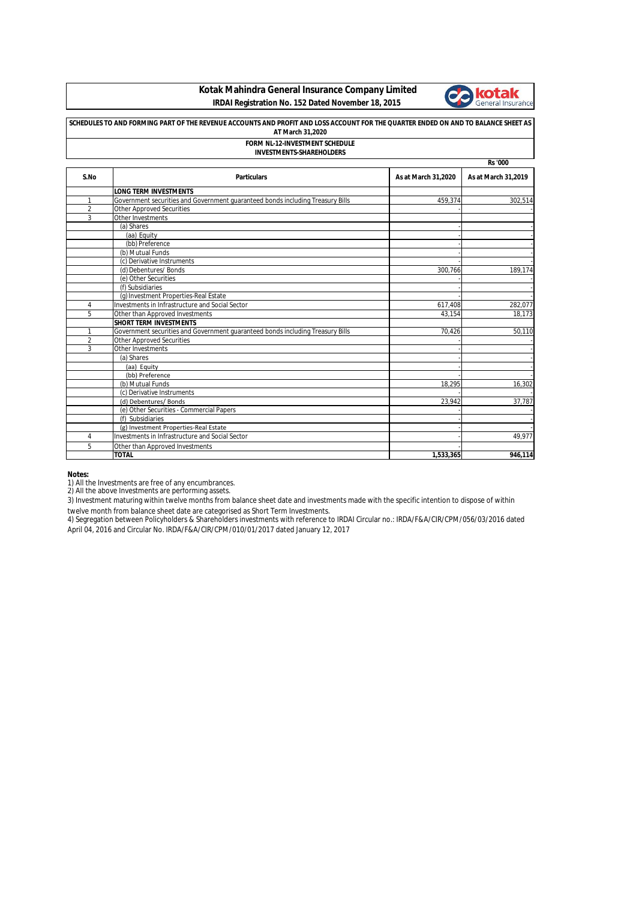# Kotak Mahindra General Insurance Company Limited

**IRDAI Registration No. 152 Dated November 18, 2015**

**SCHEDULES TO AND FORMING PART OF THE REVENUE ACCOUNTS AND PROFIT AND LOSS ACCOUNT FOR THE QUARTER ENDED ON AND TO BALANCE SHEET AS AT March 31,2020**

**FORM NL-12-INVESTMENT SCHEDULE**

**INVESTMENTS-SHAREHOLDERS**

Rs '000

| S.No | Particulars | As at March 31,2020 | As at March 31,2019 |
|---|---|---|---|
| | **LONG TERM INVESTMENTS** | | |
| 1 | Government securities and Government guaranteed bonds including Treasury Bills | 459,374 | 302,514 |
| 2 | Other Approved Securities | - | - |
| 3 | Other Investments | | |
| | (a) Shares | - | - |
| | (aa) Equity | - | - |
| | (bb) Preference | - | - |
| | (b) Mutual Funds | - | - |
| | (c) Derivative Instruments | - | - |
| | (d) Debentures/ Bonds | 300,766 | 189,174 |
| | (e) Other Securities | - | - |
| | (f) Subsidiaries | - | - |
| | (g) Investment Properties-Real Estate | - | - |
| 4 | Investments in Infrastructure and Social Sector | 617,408 | 282,077 |
| 5 | Other than Approved Investments | 43,154 | 18,173 |
| | **SHORT TERM INVESTMENTS** | | |
| 1 | Government securities and Government guaranteed bonds including Treasury Bills | 70,426 | 50,110 |
| 2 | Other Approved Securities | | - |
| 3 | Other Investments | - | - |
| | (a) Shares | - | - |
| | (aa) Equity | - | - |
| | (bb) Preference | - | - |
| | (b) Mutual Funds | 18,295 | 16,302 |
| | (c) Derivative Instruments | - | - |
| | (d) Debentures/ Bonds | 23,942 | 37,787 |
| | (e) Other Securities - Commercial Papers | - | - |
| | (f) Subsidiaries | - | - |
| | (g) Investment Properties-Real Estate | - | - |
| 4 | Investments in Infrastructure and Social Sector | - | 49,977 |
| 5 | Other than Approved Investments | - | |
| | **TOTAL** | **1,533,365** | **946,114** |

**Notes:**

1) All the Investments are free of any encumbrances.

2) All the above Investments are performing assets.

3) Investment maturing within twelve months from balance sheet date and investments made with the specific intention to dispose of within twelve month from balance sheet date are categorised as Short Term Investments.

4) Segregation between Policyholders & Shareholders investments with reference to IRDAI Circular no.: IRDA/F&A/CIR/CPM/056/03/2016 dated April 04, 2016 and Circular No. IRDA/F&A/CIR/CPM/010/01/2017 dated January 12, 2017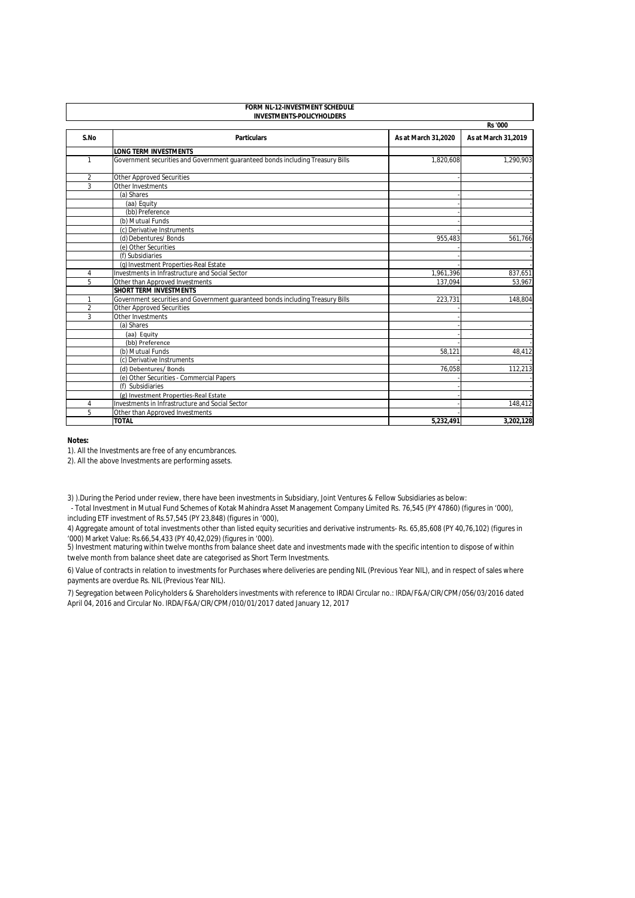**FORM NL-12-INVESTMENT SCHEDULE**
**INVESTMENTS-POLICYHOLDERS**

Rs '000

| S.No | Particulars | As at March 31,2020 | As at March 31,2019 |
|---|---|---|---|
| | **LONG TERM INVESTMENTS** | | |
| 1 | Government securities and Government guaranteed bonds including Treasury Bills | 1,820,608 | 1,290,903 |
| 2 | Other Approved Securities | - | - |
| 3 | Other Investments | | |
| | (a) Shares | - | - |
| | (aa) Equity | - | - |
| | (bb) Preference | - | - |
| | (b) Mutual Funds | - | - |
| | (c) Derivative Instruments | - | - |
| | (d) Debentures/ Bonds | 955,483 | 561,766 |
| | (e) Other Securities | - | - |
| | (f) Subsidiaries | - | - |
| | (g) Investment Properties-Real Estate | - | - |
| 4 | Investments in Infrastructure and Social Sector | 1,961,396 | 837,651 |
| 5 | Other than Approved Investments | 137,094 | 53,967 |
| | **SHORT TERM INVESTMENTS** | | |
| 1 | Government securities and Government guaranteed bonds including Treasury Bills | 223,731 | 148,804 |
| 2 | Other Approved Securities | - | - |
| 3 | Other Investments | - | |
| | (a) Shares | - | - |
| | (aa) Equity | - | - |
| | (bb) Preference | - | - |
| | (b) Mutual Funds | 58,121 | 48,412 |
| | (c) Derivative Instruments | | - |
| | (d) Debentures/ Bonds | 76,058 | 112,213 |
| | (e) Other Securities - Commercial Papers | - | - |
| | (f) Subsidiaries | - | - |
| | (g) Investment Properties-Real Estate | - | - |
| 4 | Investments in Infrastructure and Social Sector | - | 148,412 |
| 5 | Other than Approved Investments | - | - |
| | **TOTAL** | **5,232,491** | **3,202,128** |

**Notes:**

1). All the Investments are free of any encumbrances.

2). All the above Investments are performing assets.

3) ).During the Period under review, there have been investments in Subsidiary, Joint Ventures & Fellow Subsidiaries as below:
- Total Investment in Mutual Fund Schemes of Kotak Mahindra Asset Management Company Limited Rs. 76,545 (PY 47860) (figures in '000), including ETF investment of Rs.57,545 (PY 23,848) (figures in '000),

4) Aggregate amount of total investments other than listed equity securities and derivative instruments- Rs. 65,85,608 (PY 40,76,102) (figures in '000) Market Value: Rs.66,54,433 (PY 40,42,029) (figures in '000).

5) Investment maturing within twelve months from balance sheet date and investments made with the specific intention to dispose of within twelve month from balance sheet date are categorised as Short Term Investments.

6) Value of contracts in relation to investments for Purchases where deliveries are pending NIL (Previous Year NIL), and in respect of sales where payments are overdue Rs. NIL (Previous Year NIL).

7) Segregation between Policyholders & Shareholders investments with reference to IRDAI Circular no.: IRDA/F&A/CIR/CPM/056/03/2016 dated April 04, 2016 and Circular No. IRDA/F&A/CIR/CPM/010/01/2017 dated January 12, 2017